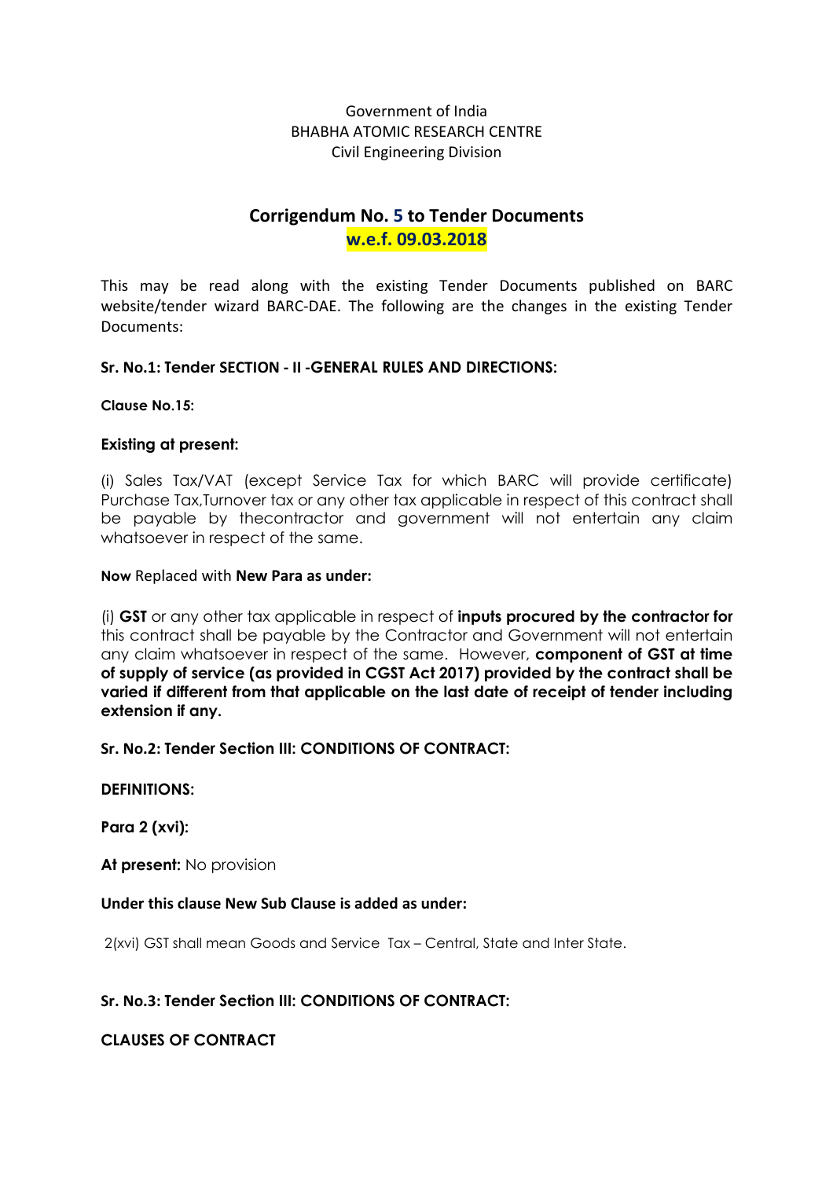Government of India
BHABHA ATOMIC RESEARCH CENTRE
Civil Engineering Division

# Corrigendum No. 5 to Tender Documents
## w.e.f. 09.03.2018

This may be read along with the existing Tender Documents published on BARC website/tender wizard BARC-DAE. The following are the changes in the existing Tender Documents:

**Sr. No.1: Tender SECTION - II -GENERAL RULES AND DIRECTIONS:**

**Clause No.15:**

**Existing at present:**

(i) Sales Tax/VAT (except Service Tax for which BARC will provide certificate) Purchase Tax,Turnover tax or any other tax applicable in respect of this contract shall be payable by thecontractor and government will not entertain any claim whatsoever in respect of the same.

**Now** Replaced with **New Para as under:**

(i) **GST** or any other tax applicable in respect of **inputs procured by the contractor for** this contract shall be payable by the Contractor and Government will not entertain any claim whatsoever in respect of the same. However, **component of GST at time of supply of service (as provided in CGST Act 2017) provided by the contract shall be varied if different from that applicable on the last date of receipt of tender including extension if any.**

**Sr. No.2: Tender Section III: CONDITIONS OF CONTRACT:**

**DEFINITIONS:**

**Para 2 (xvi):**

**At present:** No provision

**Under this clause New Sub Clause is added as under:**

2(xvi) GST shall mean Goods and Service Tax – Central, State and Inter State.

**Sr. No.3: Tender Section III: CONDITIONS OF CONTRACT:**

**CLAUSES OF CONTRACT**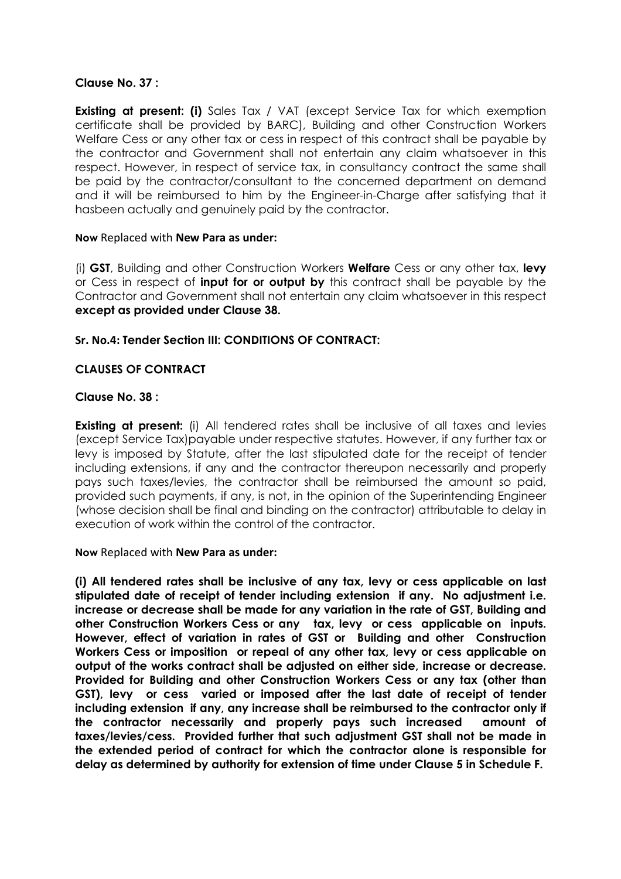**Clause No. 37 :**

**Existing at present: (i)** Sales Tax / VAT (except Service Tax for which exemption certificate shall be provided by BARC), Building and other Construction Workers Welfare Cess or any other tax or cess in respect of this contract shall be payable by the contractor and Government shall not entertain any claim whatsoever in this respect. However, in respect of service tax, in consultancy contract the same shall be paid by the contractor/consultant to the concerned department on demand and it will be reimbursed to him by the Engineer-in-Charge after satisfying that it hasbeen actually and genuinely paid by the contractor.

**Now** Replaced with **New Para as under:**

(i) **GST**, Building and other Construction Workers **Welfare** Cess or any other tax, **levy** or Cess in respect of **input for or output by** this contract shall be payable by the Contractor and Government shall not entertain any claim whatsoever in this respect **except as provided under Clause 38.**

**Sr. No.4: Tender Section III: CONDITIONS OF CONTRACT:**

**CLAUSES OF CONTRACT**

**Clause No. 38 :**

**Existing at present:** (i) All tendered rates shall be inclusive of all taxes and levies (except Service Tax)payable under respective statutes. However, if any further tax or levy is imposed by Statute, after the last stipulated date for the receipt of tender including extensions, if any and the contractor thereupon necessarily and properly pays such taxes/levies, the contractor shall be reimbursed the amount so paid, provided such payments, if any, is not, in the opinion of the Superintending Engineer (whose decision shall be final and binding on the contractor) attributable to delay in execution of work within the control of the contractor.

**Now** Replaced with **New Para as under:**

**(i) All tendered rates shall be inclusive of any tax, levy or cess applicable on last stipulated date of receipt of tender including extension if any. No adjustment i.e. increase or decrease shall be made for any variation in the rate of GST, Building and other Construction Workers Cess or any tax, levy or cess applicable on inputs. However, effect of variation in rates of GST or Building and other Construction Workers Cess or imposition or repeal of any other tax, levy or cess applicable on output of the works contract shall be adjusted on either side, increase or decrease. Provided for Building and other Construction Workers Cess or any tax (other than GST), levy or cess varied or imposed after the last date of receipt of tender including extension if any, any increase shall be reimbursed to the contractor only if the contractor necessarily and properly pays such increased amount of taxes/levies/cess. Provided further that such adjustment GST shall not be made in the extended period of contract for which the contractor alone is responsible for delay as determined by authority for extension of time under Clause 5 in Schedule F.**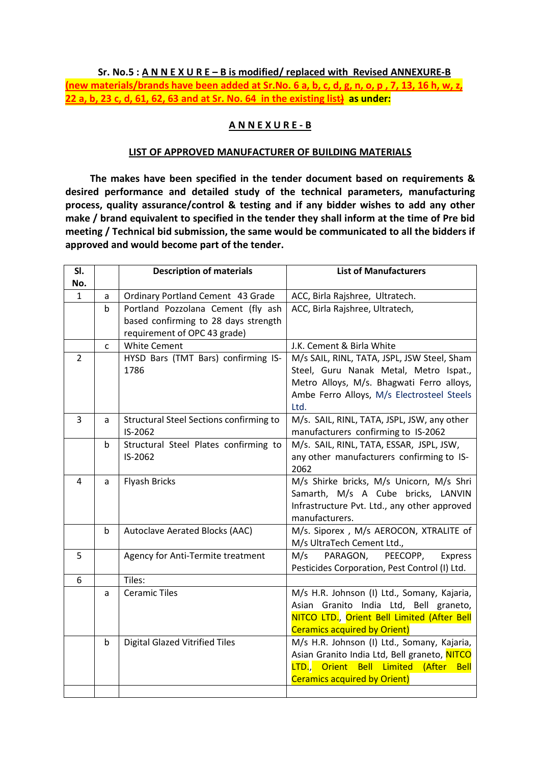**Sr. No.5 : A N N E X U R E – B is modified/ replaced with Revised ANNEXURE-B (new materials/brands have been added at Sr.No. 6 a, b, c, d, g, n, o, p , 7, 13, 16 h, w, z, 22 a, b, 23 c, d, 61, 62, 63 and at Sr. No. 64 in the existing list) as under:**

## A N N E X U R E - B

### LIST OF APPROVED MANUFACTURER OF BUILDING MATERIALS

**The makes have been specified in the tender document based on requirements & desired performance and detailed study of the technical parameters, manufacturing process, quality assurance/control & testing and if any bidder wishes to add any other make / brand equivalent to specified in the tender they shall inform at the time of Pre bid meeting / Technical bid submission, the same would be communicated to all the bidders if approved and would become part of the tender.**

| Sl. No. | | Description of materials | List of Manufacturers |
|---|---|---|---|
| 1 | a | Ordinary Portland Cement 43 Grade | ACC, Birla Rajshree, Ultratech. |
| | b | Portland Pozzolana Cement (fly ash based confirming to 28 days strength requirement of OPC 43 grade) | ACC, Birla Rajshree, Ultratech, |
| | c | White Cement | J.K. Cement & Birla White |
| 2 | | HYSD Bars (TMT Bars) confirming IS-1786 | M/s SAIL, RINL, TATA, JSPL, JSW Steel, Sham Steel, Guru Nanak Metal, Metro Ispat., Metro Alloys, M/s. Bhagwati Ferro alloys, Ambe Ferro Alloys, M/s Electrosteel Steels Ltd. |
| 3 | a | Structural Steel Sections confirming to IS-2062 | M/s. SAIL, RINL, TATA, JSPL, JSW, any other manufacturers confirming to IS-2062 |
| | b | Structural Steel Plates confirming to IS-2062 | M/s. SAIL, RINL, TATA, ESSAR, JSPL, JSW, any other manufacturers confirming to IS-2062 |
| 4 | a | Flyash Bricks | M/s Shirke bricks, M/s Unicorn, M/s Shri Samarth, M/s A Cube bricks, LANVIN Infrastructure Pvt. Ltd., any other approved manufacturers. |
| | b | Autoclave Aerated Blocks (AAC) | M/s. Siporex , M/s AEROCON, XTRALITE of M/s UltraTech Cement Ltd., |
| 5 | | Agency for Anti-Termite treatment | M/s PARAGON, PEECOPP, Express Pesticides Corporation, Pest Control (I) Ltd. |
| 6 | | Tiles: | |
| | a | Ceramic Tiles | M/s H.R. Johnson (I) Ltd., Somany, Kajaria, Asian Granito India Ltd, Bell graneto, NITCO LTD., Orient Bell Limited (After Bell Ceramics acquired by Orient) |
| | b | Digital Glazed Vitrified Tiles | M/s H.R. Johnson (I) Ltd., Somany, Kajaria, Asian Granito India Ltd, Bell graneto, NITCO LTD., Orient Bell Limited (After Bell Ceramics acquired by Orient) |
| | | | |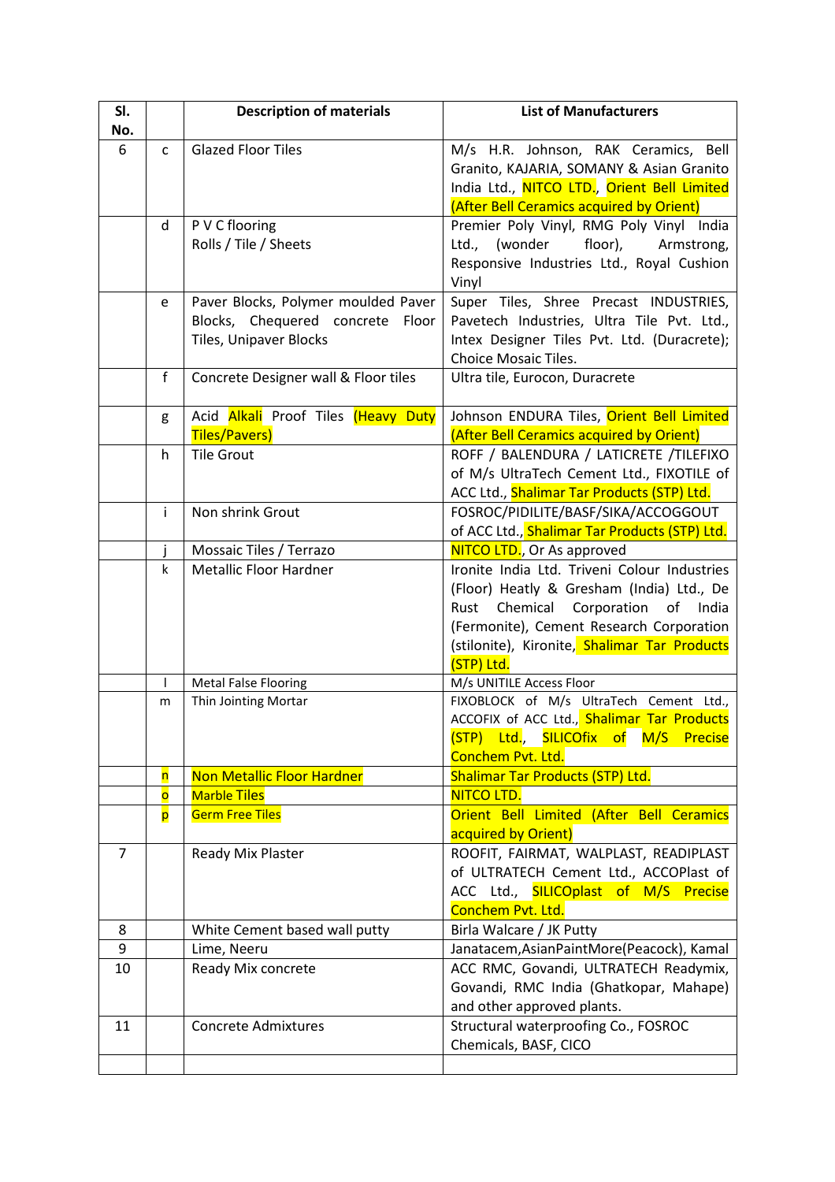| Sl. No. | | Description of materials | List of Manufacturers |
|---|---|---|---|
| 6 | c | Glazed Floor Tiles | M/s H.R. Johnson, RAK Ceramics, Bell Granito, KAJARIA, SOMANY & Asian Granito India Ltd., NITCO LTD., Orient Bell Limited (After Bell Ceramics acquired by Orient) |
| | d | P V C flooring Rolls / Tile / Sheets | Premier Poly Vinyl, RMG Poly Vinyl India Ltd., (wonder floor), Armstrong, Responsive Industries Ltd., Royal Cushion Vinyl |
| | e | Paver Blocks, Polymer moulded Paver Blocks, Chequered concrete Floor Tiles, Unipaver Blocks | Super Tiles, Shree Precast INDUSTRIES, Pavetech Industries, Ultra Tile Pvt. Ltd., Intex Designer Tiles Pvt. Ltd. (Duracrete); Choice Mosaic Tiles. |
| | f | Concrete Designer wall & Floor tiles | Ultra tile, Eurocon, Duracrete |
| | g | Acid Alkali Proof Tiles (Heavy Duty Tiles/Pavers) | Johnson ENDURA Tiles, Orient Bell Limited (After Bell Ceramics acquired by Orient) |
| | h | Tile Grout | ROFF / BALENDURA / LATICRETE /TILEFIXO of M/s UltraTech Cement Ltd., FIXOTILE of ACC Ltd., Shalimar Tar Products (STP) Ltd. |
| | i | Non shrink Grout | FOSROC/PIDILITE/BASF/SIKA/ACCOGGOUT of ACC Ltd., Shalimar Tar Products (STP) Ltd. |
| | j | Mossaic Tiles / Terrazo | NITCO LTD., Or As approved |
| | k | Metallic Floor Hardner | Ironite India Ltd. Triveni Colour Industries (Floor) Heatly & Gresham (India) Ltd., De Rust Chemical Corporation of India (Fermonite), Cement Research Corporation (stilonite), Kironite, Shalimar Tar Products (STP) Ltd. |
| | l | Metal False Flooring | M/s UNITILE Access Floor |
| | m | Thin Jointing Mortar | FIXOBLOCK of M/s UltraTech Cement Ltd., ACCOFIX of ACC Ltd., Shalimar Tar Products (STP) Ltd., SILICOfix of M/S Precise Conchem Pvt. Ltd. |
| | n | Non Metallic Floor Hardner | Shalimar Tar Products (STP) Ltd. |
| | o | Marble Tiles | NITCO LTD. |
| | p | Germ Free Tiles | Orient Bell Limited (After Bell Ceramics acquired by Orient) |
| 7 | | Ready Mix Plaster | ROOFIT, FAIRMAT, WALPLAST, READIPLAST of ULTRATECH Cement Ltd., ACCOPlast of ACC Ltd., SILICOplast of M/S Precise Conchem Pvt. Ltd. |
| 8 | | White Cement based wall putty | Birla Walcare / JK Putty |
| 9 | | Lime, Neeru | Janatacem,AsianPaintMore(Peacock), Kamal |
| 10 | | Ready Mix concrete | ACC RMC, Govandi, ULTRATECH Readymix, Govandi, RMC India (Ghatkopar, Mahape) and other approved plants. |
| 11 | | Concrete Admixtures | Structural waterproofing Co., FOSROC Chemicals, BASF, CICO |
| | | | |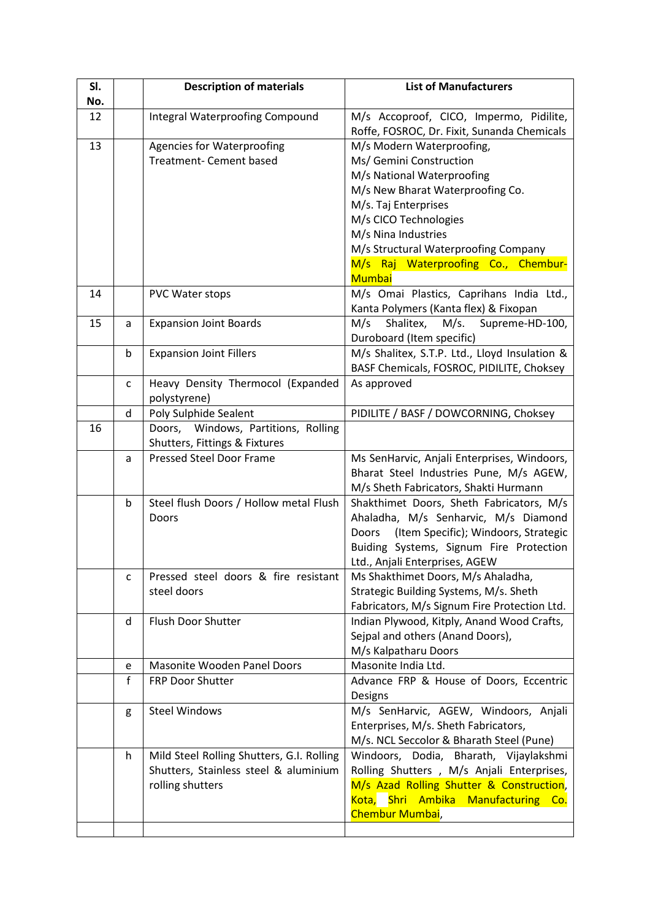| Sl. No. | | Description of materials | List of Manufacturers |
|---|---|---|---|
| 12 | | Integral Waterproofing Compound | M/s Accoproof, CICO, Impermo, Pidilite, Roffe, FOSROC, Dr. Fixit, Sunanda Chemicals |
| 13 | | Agencies for Waterproofing Treatment- Cement based | M/s Modern Waterproofing,<br>Ms/ Gemini Construction<br>M/s National Waterproofing<br>M/s New Bharat Waterproofing Co.<br>M/s. Taj Enterprises<br>M/s CICO Technologies<br>M/s Nina Industries<br>M/s Structural Waterproofing Company<br>M/s Raj Waterproofing Co., Chembur-Mumbai |
| 14 | | PVC Water stops | M/s Omai Plastics, Caprihans India Ltd., Kanta Polymers (Kanta flex) & Fixopan |
| 15 | a | Expansion Joint Boards | M/s Shalitex, M/s. Supreme-HD-100, Duroboard (Item specific) |
| | b | Expansion Joint Fillers | M/s Shalitex, S.T.P. Ltd., Lloyd Insulation & BASF Chemicals, FOSROC, PIDILITE, Choksey |
| | c | Heavy Density Thermocol (Expanded polystyrene) | As approved |
| | d | Poly Sulphide Sealent | PIDILITE / BASF / DOWCORNING, Choksey |
| 16 | | Doors, Windows, Partitions, Rolling Shutters, Fittings & Fixtures | |
| | a | Pressed Steel Door Frame | Ms SenHarvic, Anjali Enterprises, Windoors, Bharat Steel Industries Pune, M/s AGEW, M/s Sheth Fabricators, Shakti Hurmann |
| | b | Steel flush Doors / Hollow metal Flush Doors | Shakthimet Doors, Sheth Fabricators, M/s Ahaladha, M/s Senharvic, M/s Diamond Doors (Item Specific); Windoors, Strategic Buiding Systems, Signum Fire Protection Ltd., Anjali Enterprises, AGEW |
| | c | Pressed steel doors & fire resistant steel doors | Ms Shakthimet Doors, M/s Ahaladha, Strategic Building Systems, M/s. Sheth Fabricators, M/s Signum Fire Protection Ltd. |
| | d | Flush Door Shutter | Indian Plywood, Kitply, Anand Wood Crafts, Sejpal and others (Anand Doors),<br>M/s Kalpatharu Doors |
| | e | Masonite Wooden Panel Doors | Masonite India Ltd. |
| | f | FRP Door Shutter | Advance FRP & House of Doors, Eccentric Designs |
| | g | Steel Windows | M/s SenHarvic, AGEW, Windoors, Anjali Enterprises, M/s. Sheth Fabricators,<br>M/s. NCL Seccolor & Bharath Steel (Pune) |
| | h | Mild Steel Rolling Shutters, G.I. Rolling Shutters, Stainless steel & aluminium rolling shutters | Windoors, Dodia, Bharath, Vijaylakshmi Rolling Shutters , M/s Anjali Enterprises, M/s Azad Rolling Shutter & Construction, Kota, Shri Ambika Manufacturing Co. Chembur Mumbai, |
| | | | |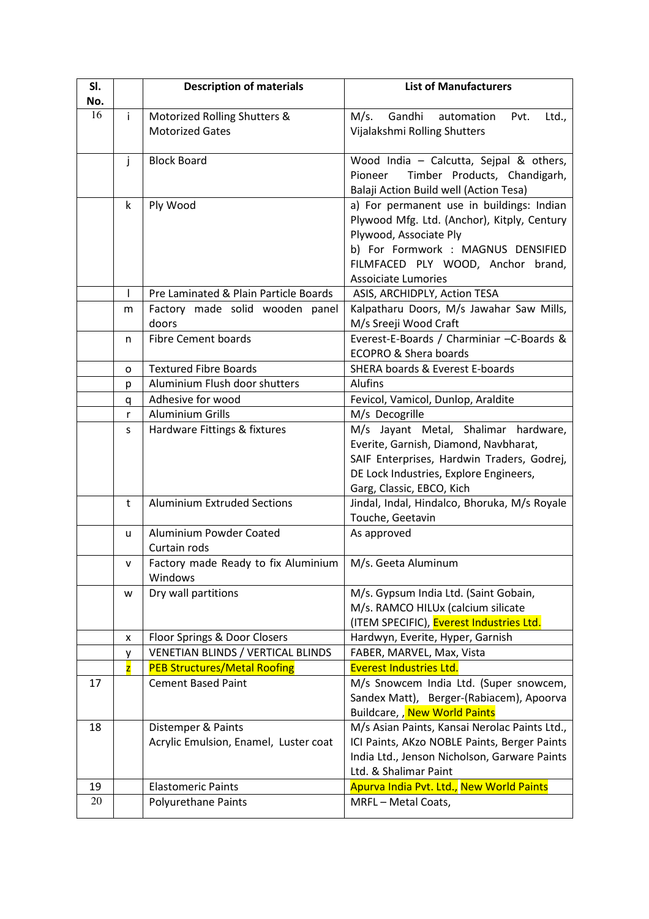| Sl. No. | | Description of materials | List of Manufacturers |
|---|---|---|---|
| 16 | i | Motorized Rolling Shutters & Motorized Gates | M/s. Gandhi automation Pvt. Ltd., Vijalakshmi Rolling Shutters |
| | j | Block Board | Wood India – Calcutta, Sejpal & others, Pioneer Timber Products, Chandigarh, Balaji Action Build well (Action Tesa) |
| | k | Ply Wood | a) For permanent use in buildings: Indian Plywood Mfg. Ltd. (Anchor), Kitply, Century Plywood, Associate Ply<br>b) For Formwork : MAGNUS DENSIFIED FILMFACED PLY WOOD, Anchor brand, Assoiciate Lumories |
| | l | Pre Laminated & Plain Particle Boards | ASIS, ARCHIDPLY, Action TESA |
| | m | Factory made solid wooden panel doors | Kalpatharu Doors, M/s Jawahar Saw Mills, M/s Sreeji Wood Craft |
| | n | Fibre Cement boards | Everest-E-Boards / Charminiar –C-Boards & ECOPRO & Shera boards |
| | o | Textured Fibre Boards | SHERA boards & Everest E-boards |
| | p | Aluminium Flush door shutters | Alufins |
| | q | Adhesive for wood | Fevicol, Vamicol, Dunlop, Araldite |
| | r | Aluminium Grills | M/s Decogrille |
| | s | Hardware Fittings & fixtures | M/s Jayant Metal, Shalimar hardware, Everite, Garnish, Diamond, Navbharat, SAIF Enterprises, Hardwin Traders, Godrej, DE Lock Industries, Explore Engineers, Garg, Classic, EBCO, Kich |
| | t | Aluminium Extruded Sections | Jindal, Indal, Hindalco, Bhoruka, M/s Royale Touche, Geetavin |
| | u | Aluminium Powder Coated Curtain rods | As approved |
| | v | Factory made Ready to fix Aluminium Windows | M/s. Geeta Aluminum |
| | w | Dry wall partitions | M/s. Gypsum India Ltd. (Saint Gobain, M/s. RAMCO HILUx (calcium silicate (ITEM SPECIFIC), Everest Industries Ltd. |
| | x | Floor Springs & Door Closers | Hardwyn, Everite, Hyper, Garnish |
| | y | VENETIAN BLINDS / VERTICAL BLINDS | FABER, MARVEL, Max, Vista |
| | z | PEB Structures/Metal Roofing | Everest Industries Ltd. |
| 17 | | Cement Based Paint | M/s Snowcem India Ltd. (Super snowcem, Sandex Matt), Berger-(Rabiacem), Apoorva Buildcare, , New World Paints |
| 18 | | Distemper & Paints<br>Acrylic Emulsion, Enamel, Luster coat | M/s Asian Paints, Kansai Nerolac Paints Ltd., ICI Paints, AKzo NOBLE Paints, Berger Paints India Ltd., Jenson Nicholson, Garware Paints Ltd. & Shalimar Paint |
| 19 | | Elastomeric Paints | Apurva India Pvt. Ltd., New World Paints |
| 20 | | Polyurethane Paints | MRFL – Metal Coats, |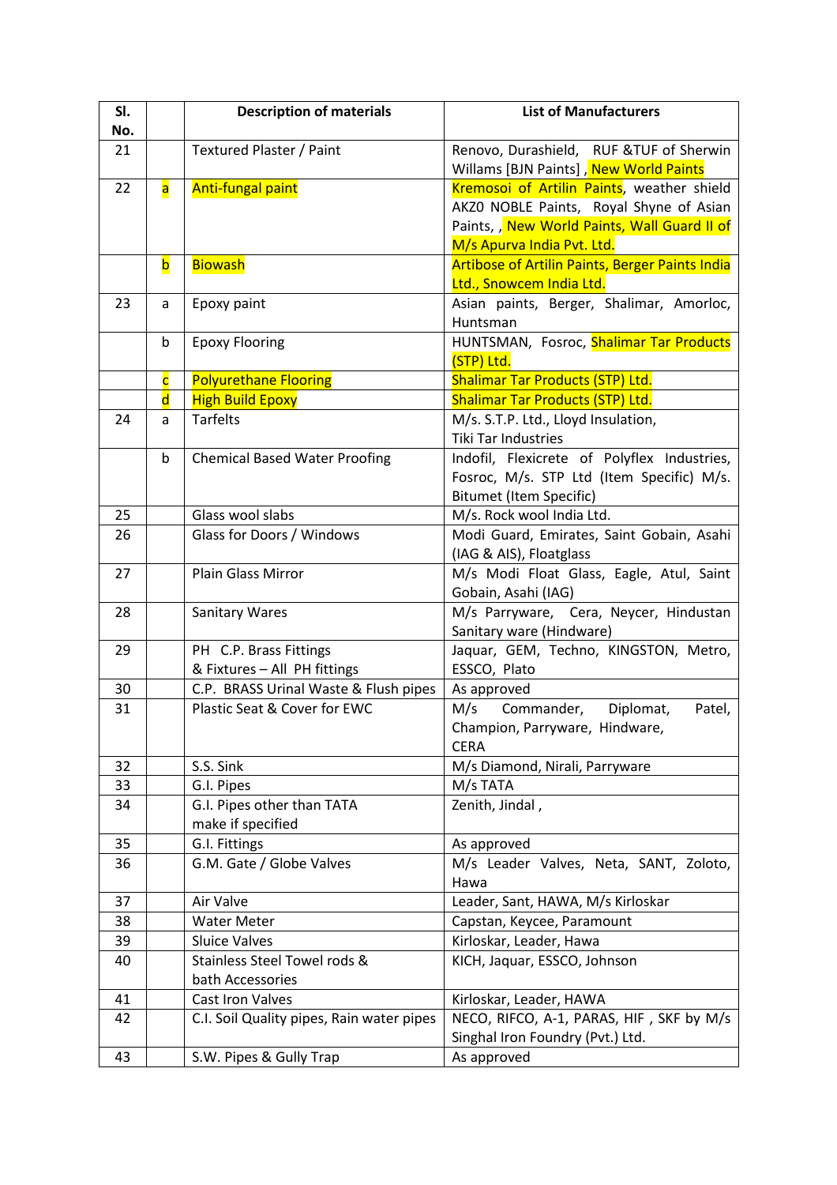| Sl. No. | | Description of materials | List of Manufacturers |
|---|---|---|---|
| 21 | | Textured Plaster / Paint | Renovo, Durashield, RUF &TUF of Sherwin Willams [BJN Paints] , New World Paints |
| 22 | a | Anti-fungal paint | Kremosoi of Artilin Paints, weather shield AKZO NOBLE Paints, Royal Shyne of Asian Paints, , New World Paints, Wall Guard II of M/s Apurva India Pvt. Ltd. |
| | b | Biowash | Artibose of Artilin Paints, Berger Paints India Ltd., Snowcem India Ltd. |
| 23 | a | Epoxy paint | Asian paints, Berger, Shalimar, Amorloc, Huntsman |
| | b | Epoxy Flooring | HUNTSMAN, Fosroc, Shalimar Tar Products (STP) Ltd. |
| | c | Polyurethane Flooring | Shalimar Tar Products (STP) Ltd. |
| | d | High Build Epoxy | Shalimar Tar Products (STP) Ltd. |
| 24 | a | Tarfelts | M/s. S.T.P. Ltd., Lloyd Insulation, Tiki Tar Industries |
| | b | Chemical Based Water Proofing | Indofil, Flexicrete of Polyflex Industries, Fosroc, M/s. STP Ltd (Item Specific) M/s. Bitumet (Item Specific) |
| 25 | | Glass wool slabs | M/s. Rock wool India Ltd. |
| 26 | | Glass for Doors / Windows | Modi Guard, Emirates, Saint Gobain, Asahi (IAG & AIS), Floatglass |
| 27 | | Plain Glass Mirror | M/s Modi Float Glass, Eagle, Atul, Saint Gobain, Asahi (IAG) |
| 28 | | Sanitary Wares | M/s Parryware, Cera, Neycer, Hindustan Sanitary ware (Hindware) |
| 29 | | PH C.P. Brass Fittings & Fixtures – All PH fittings | Jaquar, GEM, Techno, KINGSTON, Metro, ESSCO, Plato |
| 30 | | C.P. BRASS Urinal Waste & Flush pipes | As approved |
| 31 | | Plastic Seat & Cover for EWC | M/s Commander, Diplomat, Patel, Champion, Parryware, Hindware, CERA |
| 32 | | S.S. Sink | M/s Diamond, Nirali, Parryware |
| 33 | | G.I. Pipes | M/s TATA |
| 34 | | G.I. Pipes other than TATA make if specified | Zenith, Jindal , |
| 35 | | G.I. Fittings | As approved |
| 36 | | G.M. Gate / Globe Valves | M/s Leader Valves, Neta, SANT, Zoloto, Hawa |
| 37 | | Air Valve | Leader, Sant, HAWA, M/s Kirloskar |
| 38 | | Water Meter | Capstan, Keycee, Paramount |
| 39 | | Sluice Valves | Kirloskar, Leader, Hawa |
| 40 | | Stainless Steel Towel rods & bath Accessories | KICH, Jaquar, ESSCO, Johnson |
| 41 | | Cast Iron Valves | Kirloskar, Leader, HAWA |
| 42 | | C.I. Soil Quality pipes, Rain water pipes | NECO, RIFCO, A-1, PARAS, HIF , SKF by M/s Singhal Iron Foundry (Pvt.) Ltd. |
| 43 | | S.W. Pipes & Gully Trap | As approved |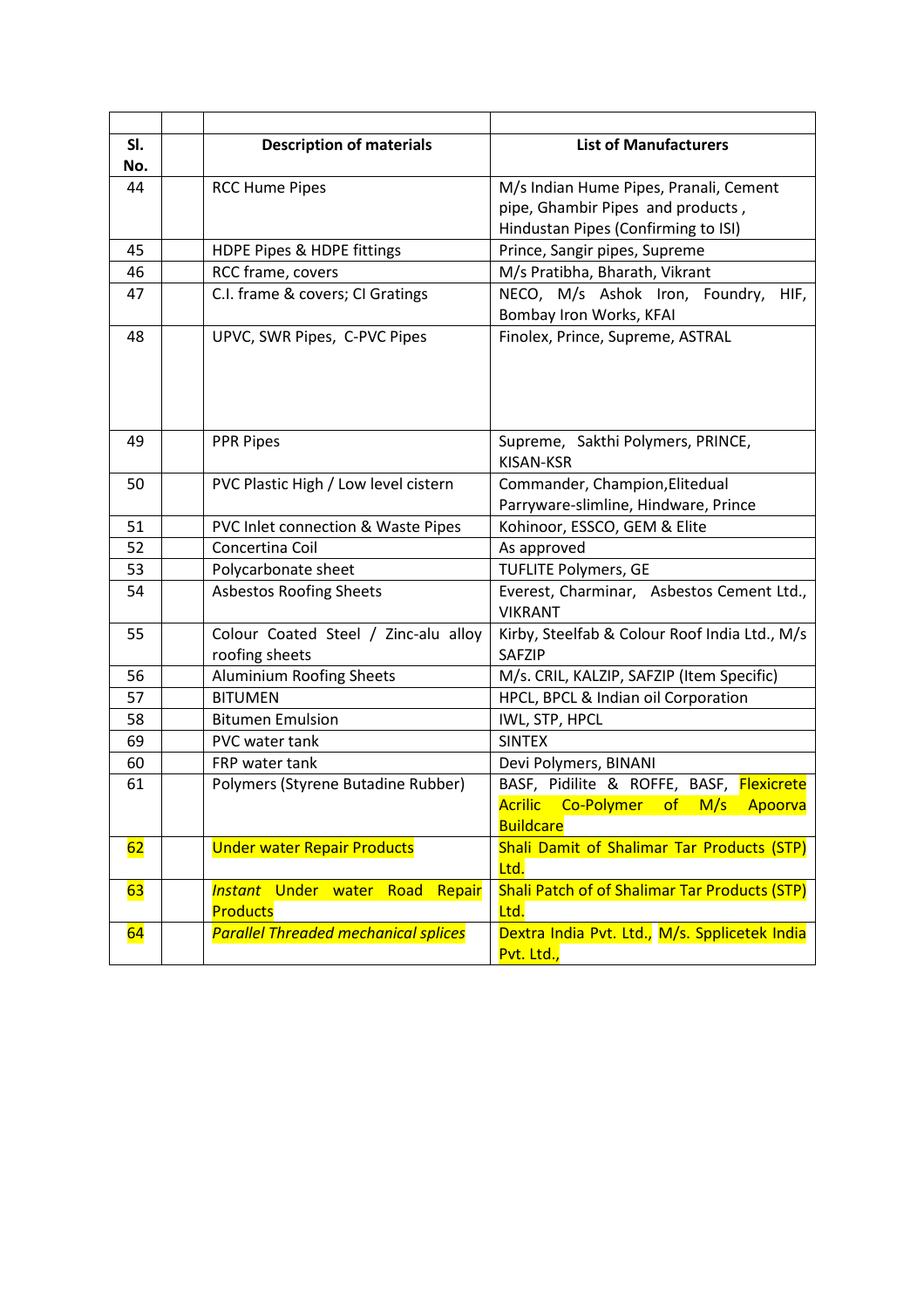| Sl. No. | | Description of materials | List of Manufacturers |
|---|---|---|---|
| 44 | | RCC Hume Pipes | M/s Indian Hume Pipes, Pranali, Cement pipe, Ghambir Pipes and products , Hindustan Pipes (Confirming to ISI) |
| 45 | | HDPE Pipes & HDPE fittings | Prince, Sangir pipes, Supreme |
| 46 | | RCC frame, covers | M/s Pratibha, Bharath, Vikrant |
| 47 | | C.I. frame & covers; CI Gratings | NECO, M/s Ashok Iron, Foundry, HIF, Bombay Iron Works, KFAI |
| 48 | | UPVC, SWR Pipes, C-PVC Pipes | Finolex, Prince, Supreme, ASTRAL |
| 49 | | PPR Pipes | Supreme, Sakthi Polymers, PRINCE, KISAN-KSR |
| 50 | | PVC Plastic High / Low level cistern | Commander, Champion,Elitedual Parryware-slimline, Hindware, Prince |
| 51 | | PVC Inlet connection & Waste Pipes | Kohinoor, ESSCO, GEM & Elite |
| 52 | | Concertina Coil | As approved |
| 53 | | Polycarbonate sheet | TUFLITE Polymers, GE |
| 54 | | Asbestos Roofing Sheets | Everest, Charminar, Asbestos Cement Ltd., VIKRANT |
| 55 | | Colour Coated Steel / Zinc-alu alloy roofing sheets | Kirby, Steelfab & Colour Roof India Ltd., M/s SAFZIP |
| 56 | | Aluminium Roofing Sheets | M/s. CRIL, KALZIP, SAFZIP (Item Specific) |
| 57 | | BITUMEN | HPCL, BPCL & Indian oil Corporation |
| 58 | | Bitumen Emulsion | IWL, STP, HPCL |
| 69 | | PVC water tank | SINTEX |
| 60 | | FRP water tank | Devi Polymers, BINANI |
| 61 | | Polymers (Styrene Butadine Rubber) | BASF, Pidilite & ROFFE, BASF, Flexicrete Acrilic Co-Polymer of M/s Apoorva Buildcare |
| 62 | | Under water Repair Products | Shali Damit of Shalimar Tar Products (STP) Ltd. |
| 63 | | *Instant* Under water Road Repair Products | Shali Patch of of Shalimar Tar Products (STP) Ltd. |
| 64 | | *Parallel Threaded mechanical splices* | Dextra India Pvt. Ltd., M/s. Spplicetek India Pvt. Ltd., |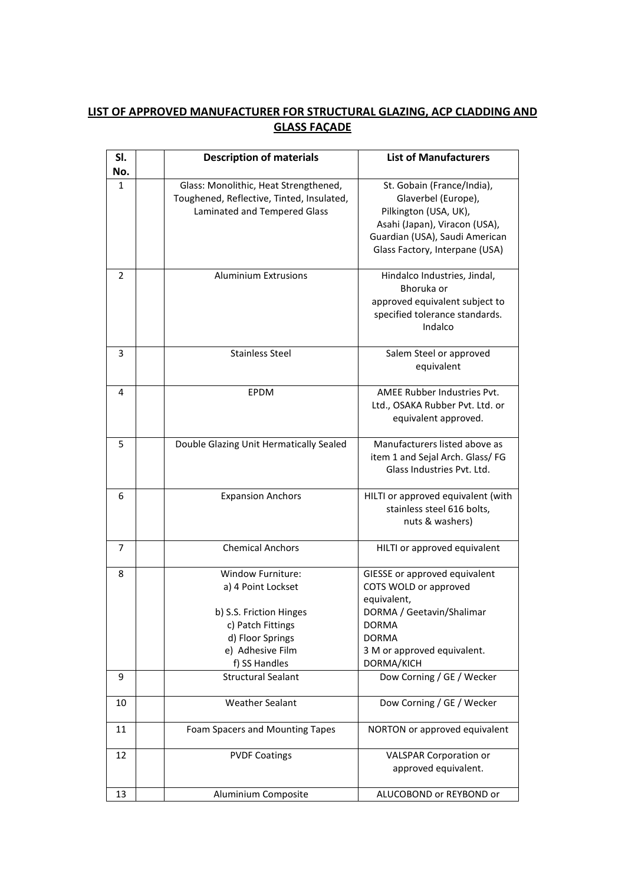## LIST OF APPROVED MANUFACTURER FOR STRUCTURAL GLAZING, ACP CLADDING AND GLASS FAÇADE

| Sl. No. | | Description of materials | List of Manufacturers |
|---|---|---|---|
| 1 | | Glass: Monolithic, Heat Strengthened, Toughened, Reflective, Tinted, Insulated, Laminated and Tempered Glass | St. Gobain (France/India), Glaverbel (Europe), Pilkington (USA, UK), Asahi (Japan), Viracon (USA), Guardian (USA), Saudi American Glass Factory, Interpane (USA) |
| 2 | | Aluminium Extrusions | Hindalco Industries, Jindal, Bhoruka or approved equivalent subject to specified tolerance standards. Indalco |
| 3 | | Stainless Steel | Salem Steel or approved equivalent |
| 4 | | EPDM | AMEE Rubber Industries Pvt. Ltd., OSAKA Rubber Pvt. Ltd. or equivalent approved. |
| 5 | | Double Glazing Unit Hermatically Sealed | Manufacturers listed above as item 1 and Sejal Arch. Glass/ FG Glass Industries Pvt. Ltd. |
| 6 | | Expansion Anchors | HILTI or approved equivalent (with stainless steel 616 bolts, nuts & washers) |
| 7 | | Chemical Anchors | HILTI or approved equivalent |
| 8 | | Window Furniture:<br>a) 4 Point Lockset<br>b) S.S. Friction Hinges<br>c) Patch Fittings<br>d) Floor Springs<br>e) Adhesive Film<br>f) SS Handles | GIESSE or approved equivalent<br>COTS WOLD or approved equivalent,<br>DORMA / Geetavin/Shalimar<br>DORMA<br>DORMA<br>3 M or approved equivalent.<br>DORMA/KICH |
| 9 | | Structural Sealant | Dow Corning / GE / Wecker |
| 10 | | Weather Sealant | Dow Corning / GE / Wecker |
| 11 | | Foam Spacers and Mounting Tapes | NORTON or approved equivalent |
| 12 | | PVDF Coatings | VALSPAR Corporation or approved equivalent. |
| 13 | | Aluminium Composite | ALUCOBOND or REYBOND or |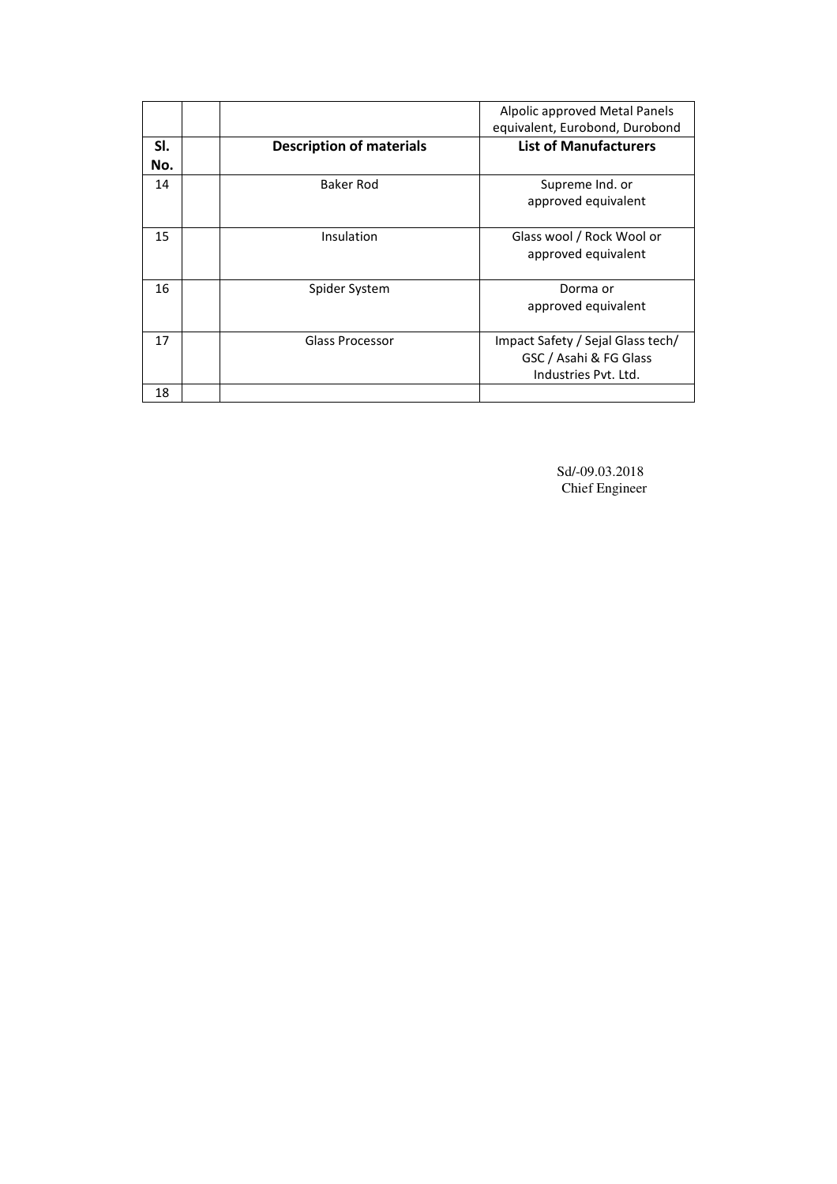| | | | |
|---|---|---|---|
| | | | Alpolic approved Metal Panels equivalent, Eurobond, Durobond |
| **Sl. No.** | | **Description of materials** | **List of Manufacturers** |
| 14 | | Baker Rod | Supreme Ind. or approved equivalent |
| 15 | | Insulation | Glass wool / Rock Wool or approved equivalent |
| 16 | | Spider System | Dorma or approved equivalent |
| 17 | | Glass Processor | Impact Safety / Sejal Glass tech/ GSC / Asahi & FG Glass Industries Pvt. Ltd. |
| 18 | | | |

Sd/-09.03.2018
Chief Engineer